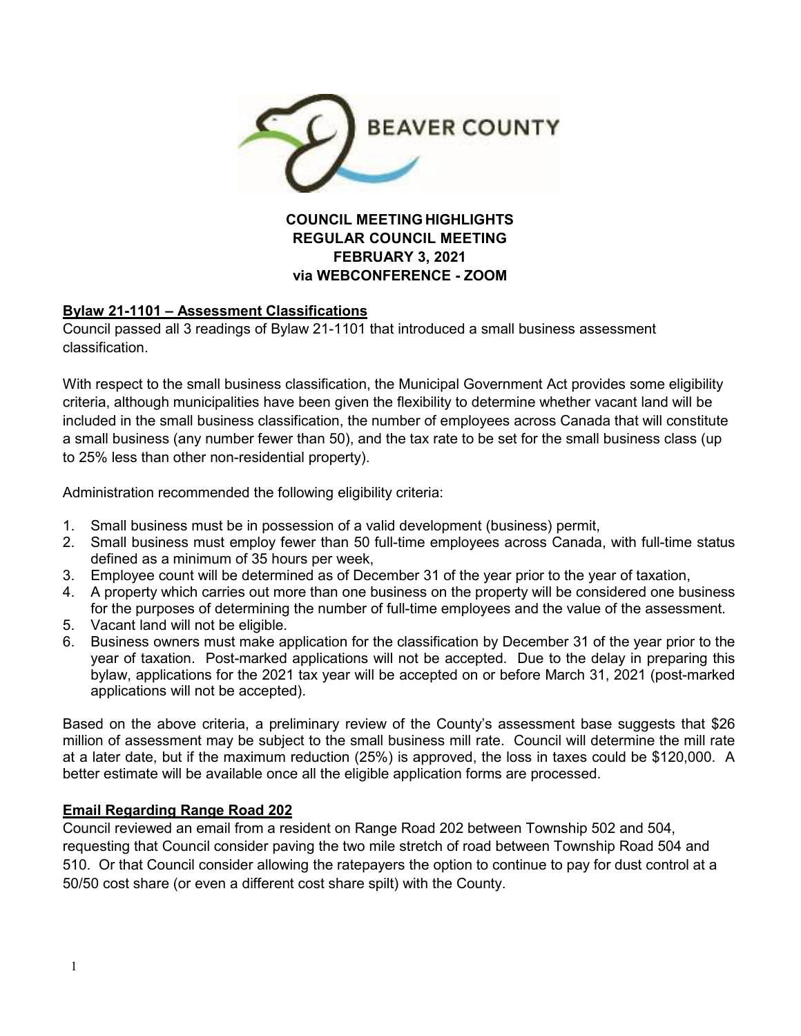**BEAVER COUNTY**

**COUNCIL MEETING HIGHLIGHTS**
**REGULAR COUNCIL MEETING**
**FEBRUARY 3, 2021**
**via WEBCONFERENCE - ZOOM**

## Bylaw 21-1101 – Assessment Classifications

Council passed all 3 readings of Bylaw 21-1101 that introduced a small business assessment classification.

With respect to the small business classification, the Municipal Government Act provides some eligibility criteria, although municipalities have been given the flexibility to determine whether vacant land will be included in the small business classification, the number of employees across Canada that will constitute a small business (any number fewer than 50), and the tax rate to be set for the small business class (up to 25% less than other non-residential property).

Administration recommended the following eligibility criteria:

1. Small business must be in possession of a valid development (business) permit,
2. Small business must employ fewer than 50 full-time employees across Canada, with full-time status defined as a minimum of 35 hours per week,
3. Employee count will be determined as of December 31 of the year prior to the year of taxation,
4. A property which carries out more than one business on the property will be considered one business for the purposes of determining the number of full-time employees and the value of the assessment.
5. Vacant land will not be eligible.
6. Business owners must make application for the classification by December 31 of the year prior to the year of taxation. Post-marked applications will not be accepted. Due to the delay in preparing this bylaw, applications for the 2021 tax year will be accepted on or before March 31, 2021 (post-marked applications will not be accepted).

Based on the above criteria, a preliminary review of the County's assessment base suggests that $26 million of assessment may be subject to the small business mill rate. Council will determine the mill rate at a later date, but if the maximum reduction (25%) is approved, the loss in taxes could be $120,000. A better estimate will be available once all the eligible application forms are processed.

## Email Regarding Range Road 202

Council reviewed an email from a resident on Range Road 202 between Township 502 and 504, requesting that Council consider paving the two mile stretch of road between Township Road 504 and 510. Or that Council consider allowing the ratepayers the option to continue to pay for dust control at a 50/50 cost share (or even a different cost share spilt) with the County.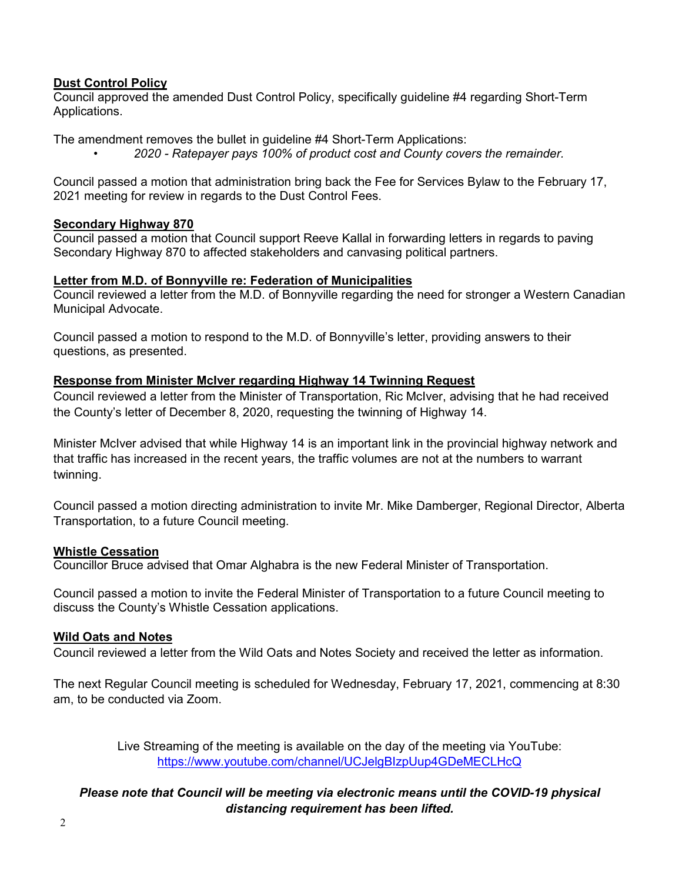**Dust Control Policy**

Council approved the amended Dust Control Policy, specifically guideline #4 regarding Short-Term Applications.

The amendment removes the bullet in guideline #4 Short-Term Applications:

- *2020 - Ratepayer pays 100% of product cost and County covers the remainder.*

Council passed a motion that administration bring back the Fee for Services Bylaw to the February 17, 2021 meeting for review in regards to the Dust Control Fees.

**Secondary Highway 870**

Council passed a motion that Council support Reeve Kallal in forwarding letters in regards to paving Secondary Highway 870 to affected stakeholders and canvasing political partners.

**Letter from M.D. of Bonnyville re: Federation of Municipalities**

Council reviewed a letter from the M.D. of Bonnyville regarding the need for stronger a Western Canadian Municipal Advocate.

Council passed a motion to respond to the M.D. of Bonnyville's letter, providing answers to their questions, as presented.

**Response from Minister McIver regarding Highway 14 Twinning Request**

Council reviewed a letter from the Minister of Transportation, Ric McIver, advising that he had received the County's letter of December 8, 2020, requesting the twinning of Highway 14.

Minister McIver advised that while Highway 14 is an important link in the provincial highway network and that traffic has increased in the recent years, the traffic volumes are not at the numbers to warrant twinning.

Council passed a motion directing administration to invite Mr. Mike Damberger, Regional Director, Alberta Transportation, to a future Council meeting.

**Whistle Cessation**

Councillor Bruce advised that Omar Alghabra is the new Federal Minister of Transportation.

Council passed a motion to invite the Federal Minister of Transportation to a future Council meeting to discuss the County's Whistle Cessation applications.

**Wild Oats and Notes**

Council reviewed a letter from the Wild Oats and Notes Society and received the letter as information.

The next Regular Council meeting is scheduled for Wednesday, February 17, 2021, commencing at 8:30 am, to be conducted via Zoom.

Live Streaming of the meeting is available on the day of the meeting via YouTube: https://www.youtube.com/channel/UCJelgBIzpUup4GDeMECLHcQ

***Please note that Council will be meeting via electronic means until the COVID-19 physical distancing requirement has been lifted.***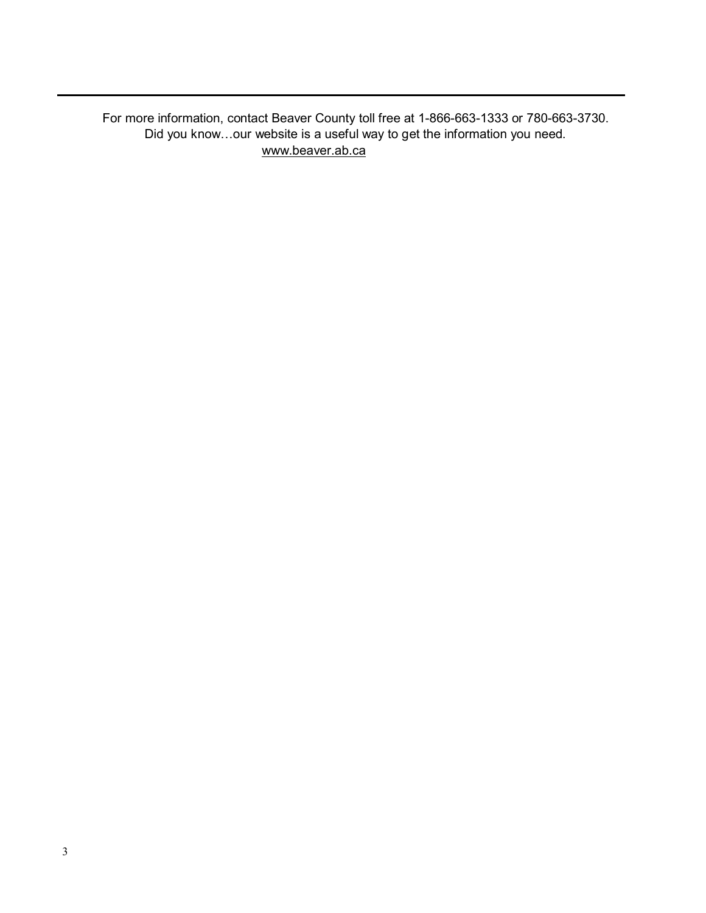---

For more information, contact Beaver County toll free at 1-866-663-1333 or 780-663-3730.
Did you know…our website is a useful way to get the information you need.
www.beaver.ab.ca